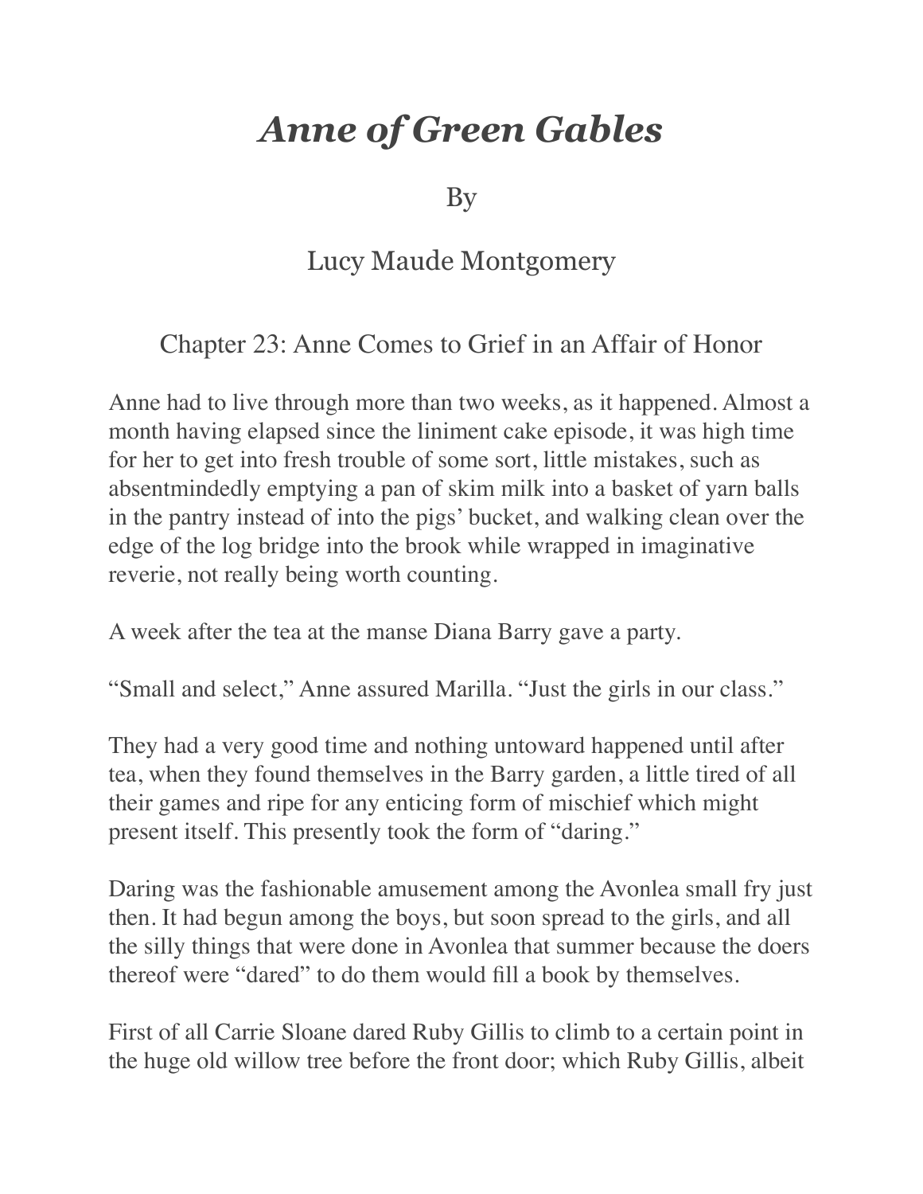# *Anne of Green Gables*

By

Lucy Maude Montgomery

## Chapter 23: Anne Comes to Grief in an Affair of Honor

Anne had to live through more than two weeks, as it happened. Almost a month having elapsed since the liniment cake episode, it was high time for her to get into fresh trouble of some sort, little mistakes, such as absentmindedly emptying a pan of skim milk into a basket of yarn balls in the pantry instead of into the pigs' bucket, and walking clean over the edge of the log bridge into the brook while wrapped in imaginative reverie, not really being worth counting.

A week after the tea at the manse Diana Barry gave a party.

"Small and select," Anne assured Marilla. "Just the girls in our class."

They had a very good time and nothing untoward happened until after tea, when they found themselves in the Barry garden, a little tired of all their games and ripe for any enticing form of mischief which might present itself. This presently took the form of "daring."

Daring was the fashionable amusement among the Avonlea small fry just then. It had begun among the boys, but soon spread to the girls, and all the silly things that were done in Avonlea that summer because the doers thereof were "dared" to do them would fill a book by themselves.

First of all Carrie Sloane dared Ruby Gillis to climb to a certain point in the huge old willow tree before the front door; which Ruby Gillis, albeit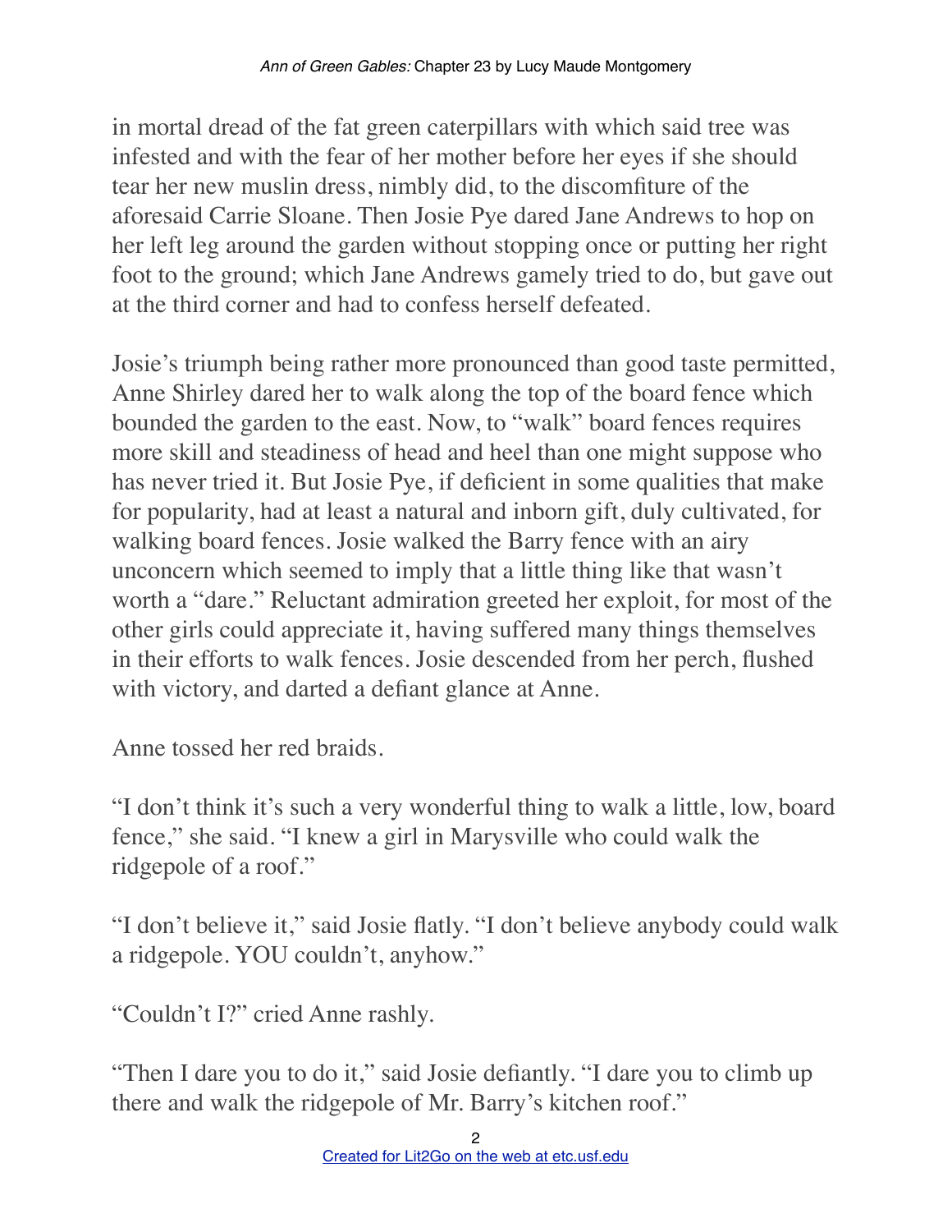in mortal dread of the fat green caterpillars with which said tree was infested and with the fear of her mother before her eyes if she should tear her new muslin dress, nimbly did, to the discomfiture of the aforesaid Carrie Sloane. Then Josie Pye dared Jane Andrews to hop on her left leg around the garden without stopping once or putting her right foot to the ground; which Jane Andrews gamely tried to do, but gave out at the third corner and had to confess herself defeated.

Josie's triumph being rather more pronounced than good taste permitted, Anne Shirley dared her to walk along the top of the board fence which bounded the garden to the east. Now, to "walk" board fences requires more skill and steadiness of head and heel than one might suppose who has never tried it. But Josie Pye, if deficient in some qualities that make for popularity, had at least a natural and inborn gift, duly cultivated, for walking board fences. Josie walked the Barry fence with an airy unconcern which seemed to imply that a little thing like that wasn't worth a "dare." Reluctant admiration greeted her exploit, for most of the other girls could appreciate it, having suffered many things themselves in their efforts to walk fences. Josie descended from her perch, flushed with victory, and darted a defiant glance at Anne.

Anne tossed her red braids.

"I don't think it's such a very wonderful thing to walk a little, low, board fence," she said. "I knew a girl in Marysville who could walk the ridgepole of a roof."

"I don't believe it," said Josie flatly. "I don't believe anybody could walk a ridgepole. YOU couldn't, anyhow."

"Couldn't I?" cried Anne rashly.

"Then I dare you to do it," said Josie defiantly. "I dare you to climb up there and walk the ridgepole of Mr. Barry's kitchen roof."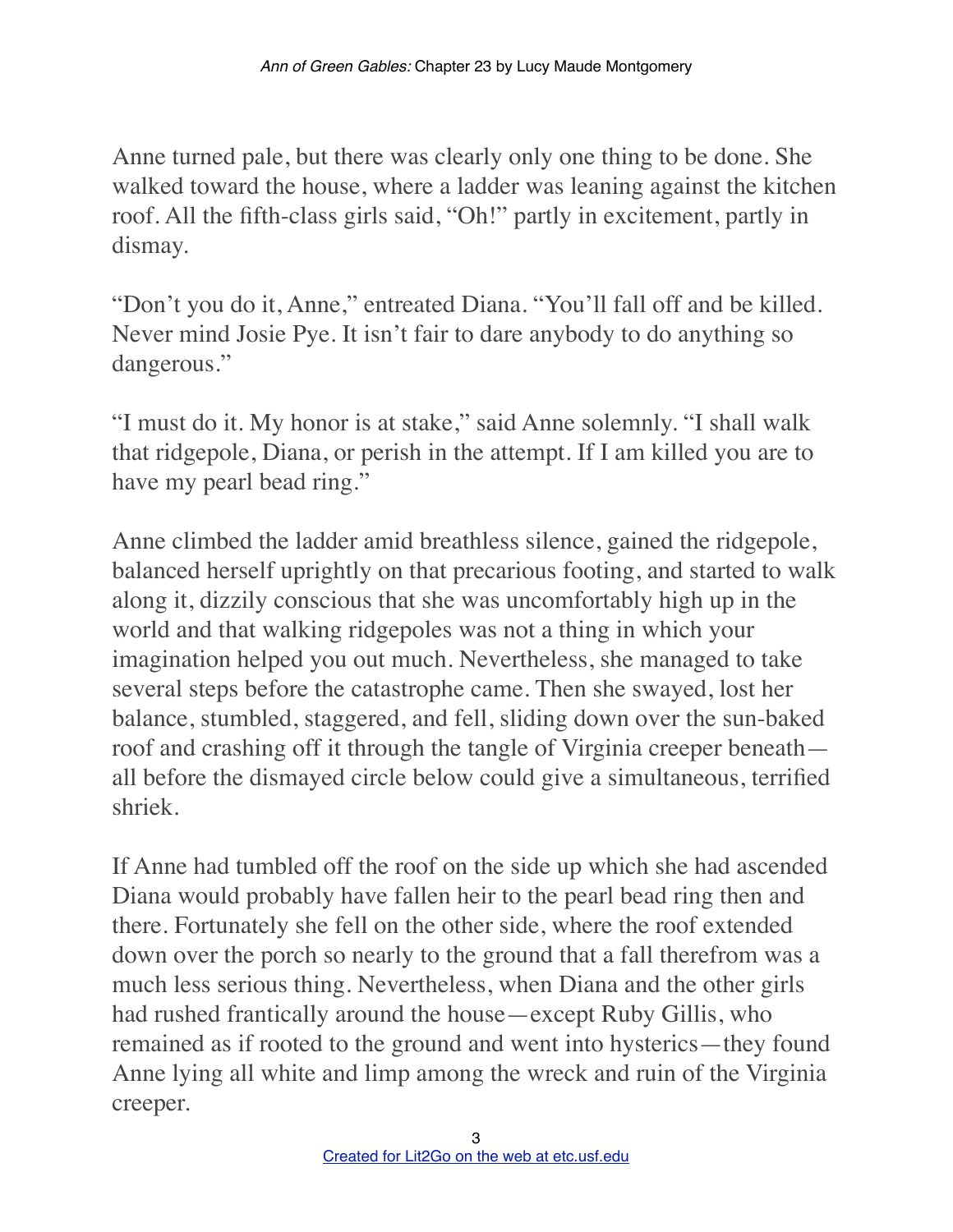Anne turned pale, but there was clearly only one thing to be done. She walked toward the house, where a ladder was leaning against the kitchen roof. All the fifth-class girls said, “Oh!” partly in excitement, partly in dismay.

“Don’t you do it, Anne,” entreated Diana. “You’ll fall off and be killed. Never mind Josie Pye. It isn’t fair to dare anybody to do anything so dangerous.”

“I must do it. My honor is at stake,” said Anne solemnly. “I shall walk that ridgepole, Diana, or perish in the attempt. If I am killed you are to have my pearl bead ring.”

Anne climbed the ladder amid breathless silence, gained the ridgepole, balanced herself uprightly on that precarious footing, and started to walk along it, dizzily conscious that she was uncomfortably high up in the world and that walking ridgepoles was not a thing in which your imagination helped you out much. Nevertheless, she managed to take several steps before the catastrophe came. Then she swayed, lost her balance, stumbled, staggered, and fell, sliding down over the sun-baked roof and crashing off it through the tangle of Virginia creeper beneath—all before the dismayed circle below could give a simultaneous, terrified shriek.

If Anne had tumbled off the roof on the side up which she had ascended Diana would probably have fallen heir to the pearl bead ring then and there. Fortunately she fell on the other side, where the roof extended down over the porch so nearly to the ground that a fall therefrom was a much less serious thing. Nevertheless, when Diana and the other girls had rushed frantically around the house—except Ruby Gillis, who remained as if rooted to the ground and went into hysterics—they found Anne lying all white and limp among the wreck and ruin of the Virginia creeper.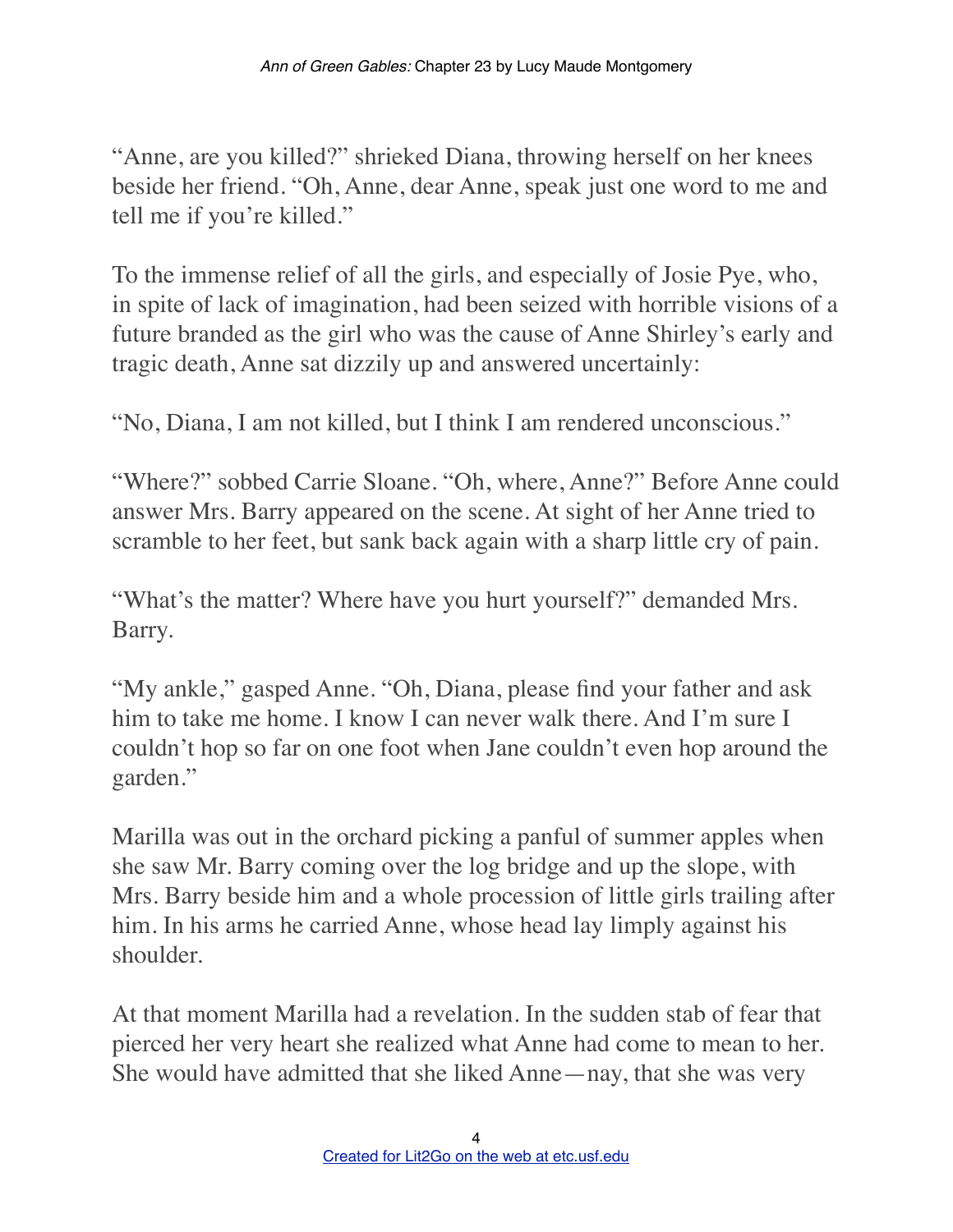"Anne, are you killed?" shrieked Diana, throwing herself on her knees beside her friend. "Oh, Anne, dear Anne, speak just one word to me and tell me if you're killed."

To the immense relief of all the girls, and especially of Josie Pye, who, in spite of lack of imagination, had been seized with horrible visions of a future branded as the girl who was the cause of Anne Shirley's early and tragic death, Anne sat dizzily up and answered uncertainly:

"No, Diana, I am not killed, but I think I am rendered unconscious."

"Where?" sobbed Carrie Sloane. "Oh, where, Anne?" Before Anne could answer Mrs. Barry appeared on the scene. At sight of her Anne tried to scramble to her feet, but sank back again with a sharp little cry of pain.

"What's the matter? Where have you hurt yourself?" demanded Mrs. Barry.

"My ankle," gasped Anne. "Oh, Diana, please find your father and ask him to take me home. I know I can never walk there. And I'm sure I couldn't hop so far on one foot when Jane couldn't even hop around the garden."

Marilla was out in the orchard picking a panful of summer apples when she saw Mr. Barry coming over the log bridge and up the slope, with Mrs. Barry beside him and a whole procession of little girls trailing after him. In his arms he carried Anne, whose head lay limply against his shoulder.

At that moment Marilla had a revelation. In the sudden stab of fear that pierced her very heart she realized what Anne had come to mean to her. She would have admitted that she liked Anne—nay, that she was very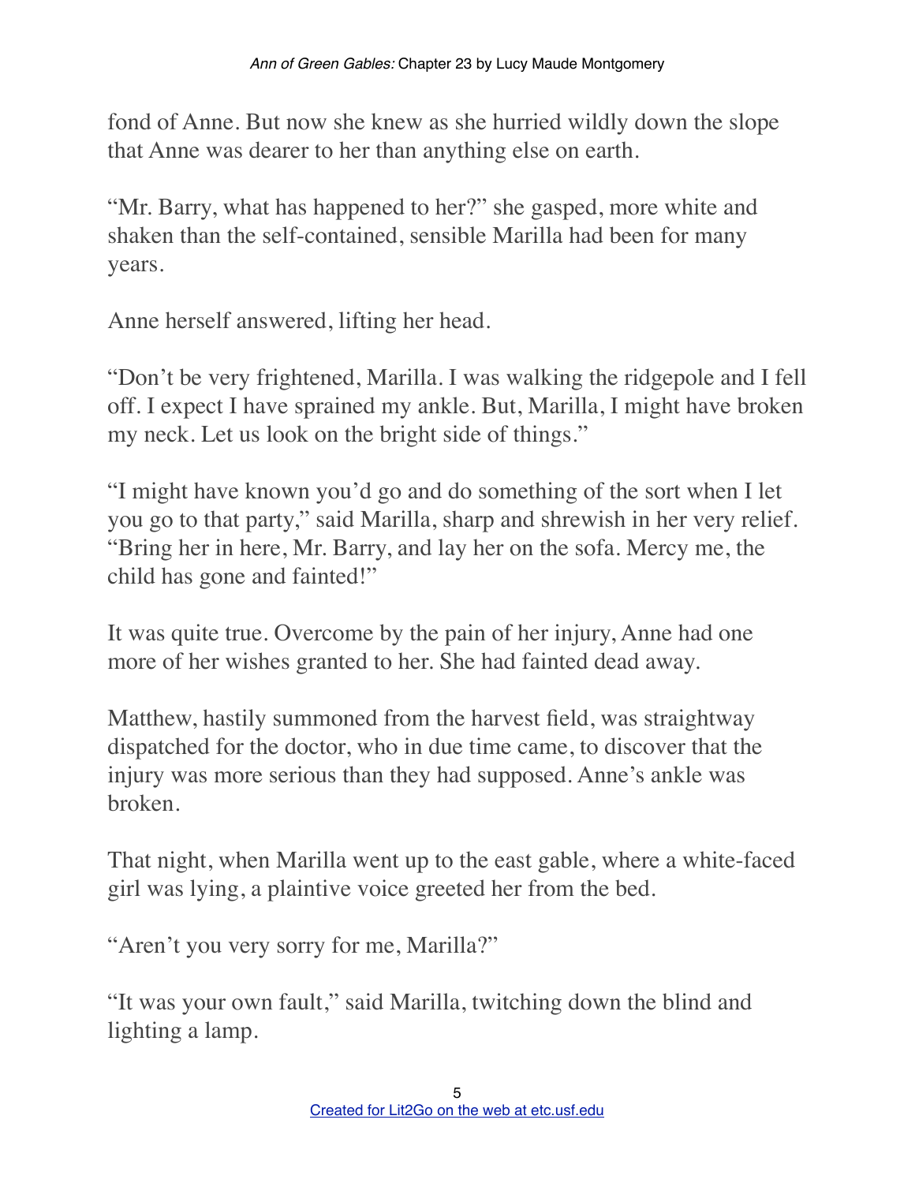fond of Anne. But now she knew as she hurried wildly down the slope that Anne was dearer to her than anything else on earth.

"Mr. Barry, what has happened to her?" she gasped, more white and shaken than the self-contained, sensible Marilla had been for many years.

Anne herself answered, lifting her head.

"Don't be very frightened, Marilla. I was walking the ridgepole and I fell off. I expect I have sprained my ankle. But, Marilla, I might have broken my neck. Let us look on the bright side of things."

"I might have known you'd go and do something of the sort when I let you go to that party," said Marilla, sharp and shrewish in her very relief. "Bring her in here, Mr. Barry, and lay her on the sofa. Mercy me, the child has gone and fainted!"

It was quite true. Overcome by the pain of her injury, Anne had one more of her wishes granted to her. She had fainted dead away.

Matthew, hastily summoned from the harvest field, was straightway dispatched for the doctor, who in due time came, to discover that the injury was more serious than they had supposed. Anne's ankle was broken.

That night, when Marilla went up to the east gable, where a white-faced girl was lying, a plaintive voice greeted her from the bed.

"Aren't you very sorry for me, Marilla?"

"It was your own fault," said Marilla, twitching down the blind and lighting a lamp.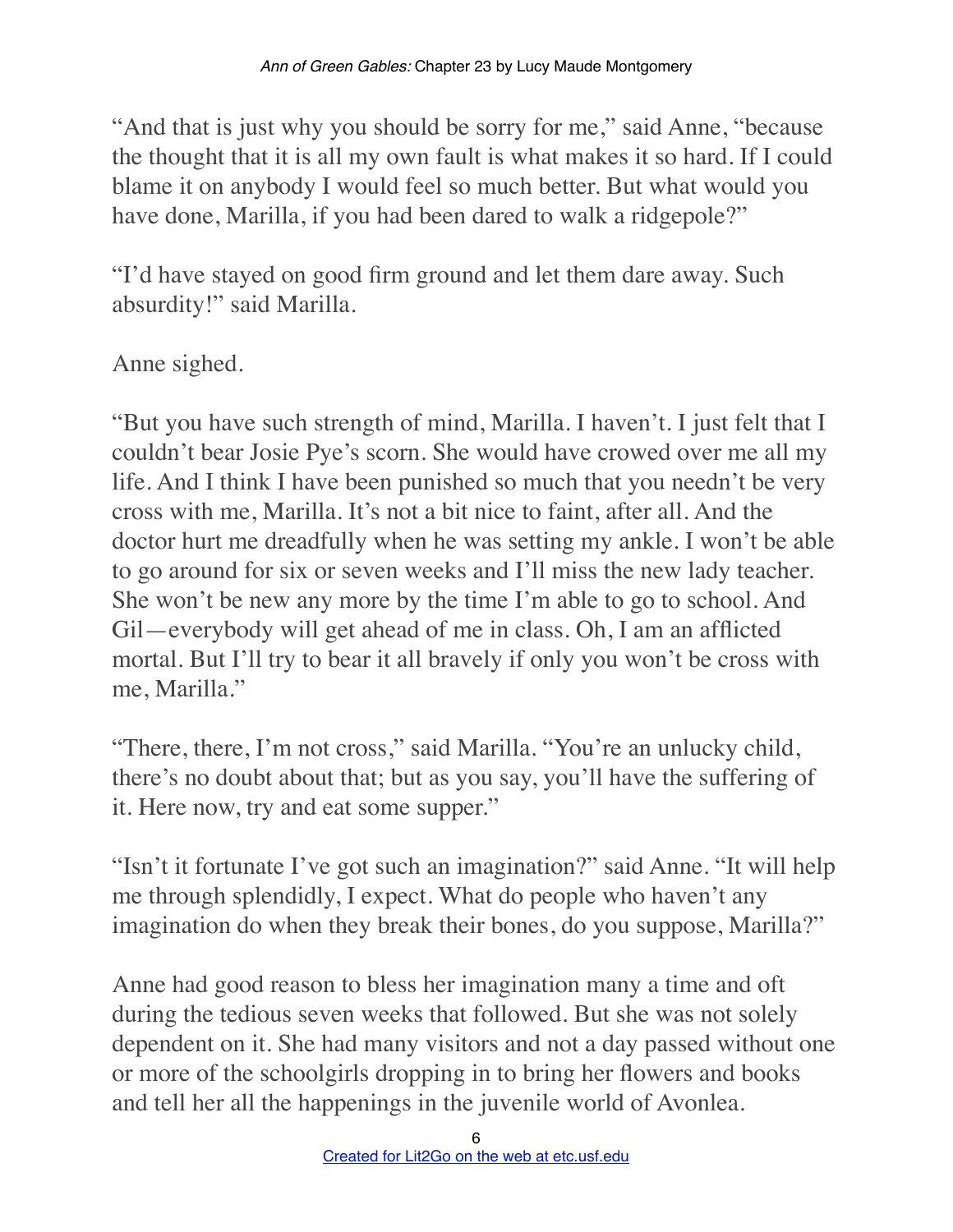"And that is just why you should be sorry for me," said Anne, "because the thought that it is all my own fault is what makes it so hard. If I could blame it on anybody I would feel so much better. But what would you have done, Marilla, if you had been dared to walk a ridgepole?"

"I'd have stayed on good firm ground and let them dare away. Such absurdity!" said Marilla.

Anne sighed.

"But you have such strength of mind, Marilla. I haven't. I just felt that I couldn't bear Josie Pye's scorn. She would have crowed over me all my life. And I think I have been punished so much that you needn't be very cross with me, Marilla. It's not a bit nice to faint, after all. And the doctor hurt me dreadfully when he was setting my ankle. I won't be able to go around for six or seven weeks and I'll miss the new lady teacher. She won't be new any more by the time I'm able to go to school. And Gil—everybody will get ahead of me in class. Oh, I am an afflicted mortal. But I'll try to bear it all bravely if only you won't be cross with me, Marilla."

"There, there, I'm not cross," said Marilla. "You're an unlucky child, there's no doubt about that; but as you say, you'll have the suffering of it. Here now, try and eat some supper."

"Isn't it fortunate I've got such an imagination?" said Anne. "It will help me through splendidly, I expect. What do people who haven't any imagination do when they break their bones, do you suppose, Marilla?"

Anne had good reason to bless her imagination many a time and oft during the tedious seven weeks that followed. But she was not solely dependent on it. She had many visitors and not a day passed without one or more of the schoolgirls dropping in to bring her flowers and books and tell her all the happenings in the juvenile world of Avonlea.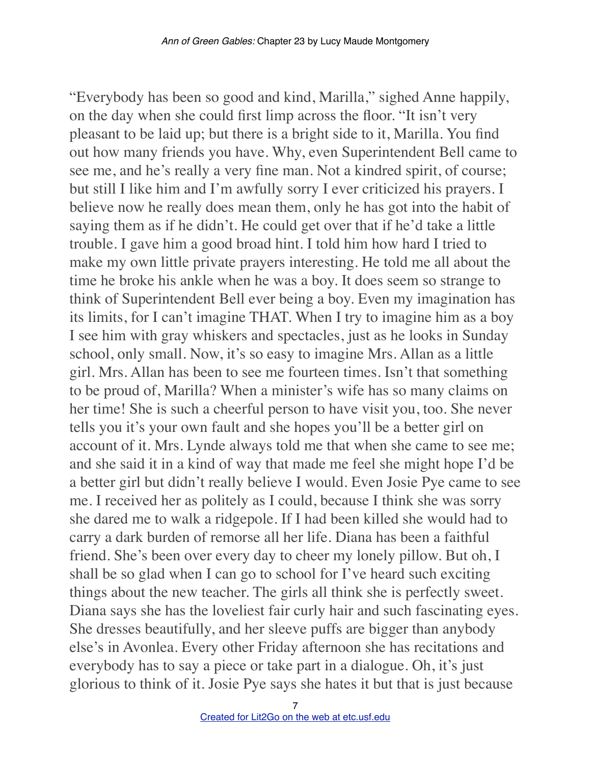"Everybody has been so good and kind, Marilla," sighed Anne happily, on the day when she could first limp across the floor. "It isn't very pleasant to be laid up; but there is a bright side to it, Marilla. You find out how many friends you have. Why, even Superintendent Bell came to see me, and he's really a very fine man. Not a kindred spirit, of course; but still I like him and I'm awfully sorry I ever criticized his prayers. I believe now he really does mean them, only he has got into the habit of saying them as if he didn't. He could get over that if he'd take a little trouble. I gave him a good broad hint. I told him how hard I tried to make my own little private prayers interesting. He told me all about the time he broke his ankle when he was a boy. It does seem so strange to think of Superintendent Bell ever being a boy. Even my imagination has its limits, for I can't imagine THAT. When I try to imagine him as a boy I see him with gray whiskers and spectacles, just as he looks in Sunday school, only small. Now, it's so easy to imagine Mrs. Allan as a little girl. Mrs. Allan has been to see me fourteen times. Isn't that something to be proud of, Marilla? When a minister's wife has so many claims on her time! She is such a cheerful person to have visit you, too. She never tells you it's your own fault and she hopes you'll be a better girl on account of it. Mrs. Lynde always told me that when she came to see me; and she said it in a kind of way that made me feel she might hope I'd be a better girl but didn't really believe I would. Even Josie Pye came to see me. I received her as politely as I could, because I think she was sorry she dared me to walk a ridgepole. If I had been killed she would had to carry a dark burden of remorse all her life. Diana has been a faithful friend. She's been over every day to cheer my lonely pillow. But oh, I shall be so glad when I can go to school for I've heard such exciting things about the new teacher. The girls all think she is perfectly sweet. Diana says she has the loveliest fair curly hair and such fascinating eyes. She dresses beautifully, and her sleeve puffs are bigger than anybody else's in Avonlea. Every other Friday afternoon she has recitations and everybody has to say a piece or take part in a dialogue. Oh, it's just glorious to think of it. Josie Pye says she hates it but that is just because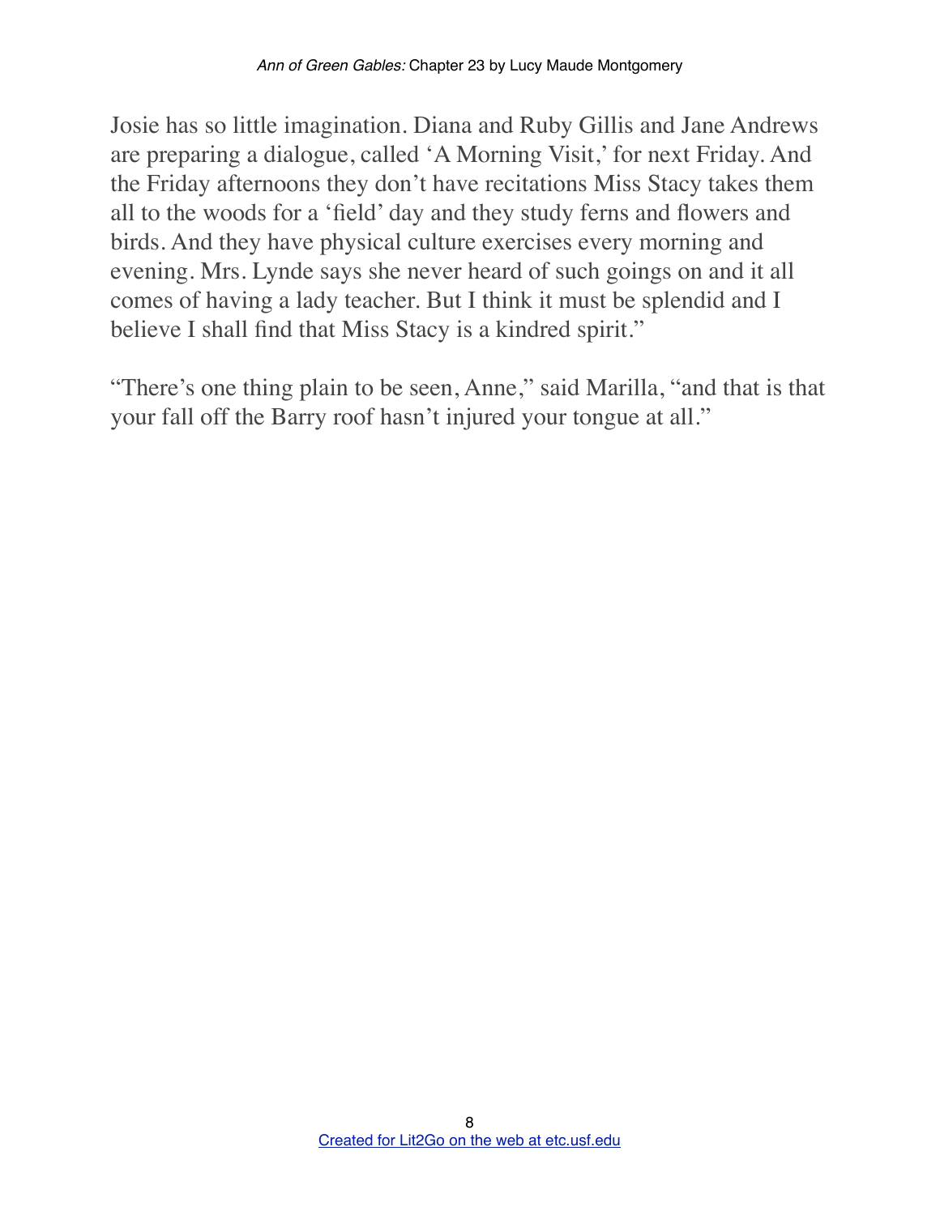Josie has so little imagination. Diana and Ruby Gillis and Jane Andrews are preparing a dialogue, called 'A Morning Visit,' for next Friday. And the Friday afternoons they don't have recitations Miss Stacy takes them all to the woods for a 'field' day and they study ferns and flowers and birds. And they have physical culture exercises every morning and evening. Mrs. Lynde says she never heard of such goings on and it all comes of having a lady teacher. But I think it must be splendid and I believe I shall find that Miss Stacy is a kindred spirit."

"There's one thing plain to be seen, Anne," said Marilla, "and that is that your fall off the Barry roof hasn't injured your tongue at all."